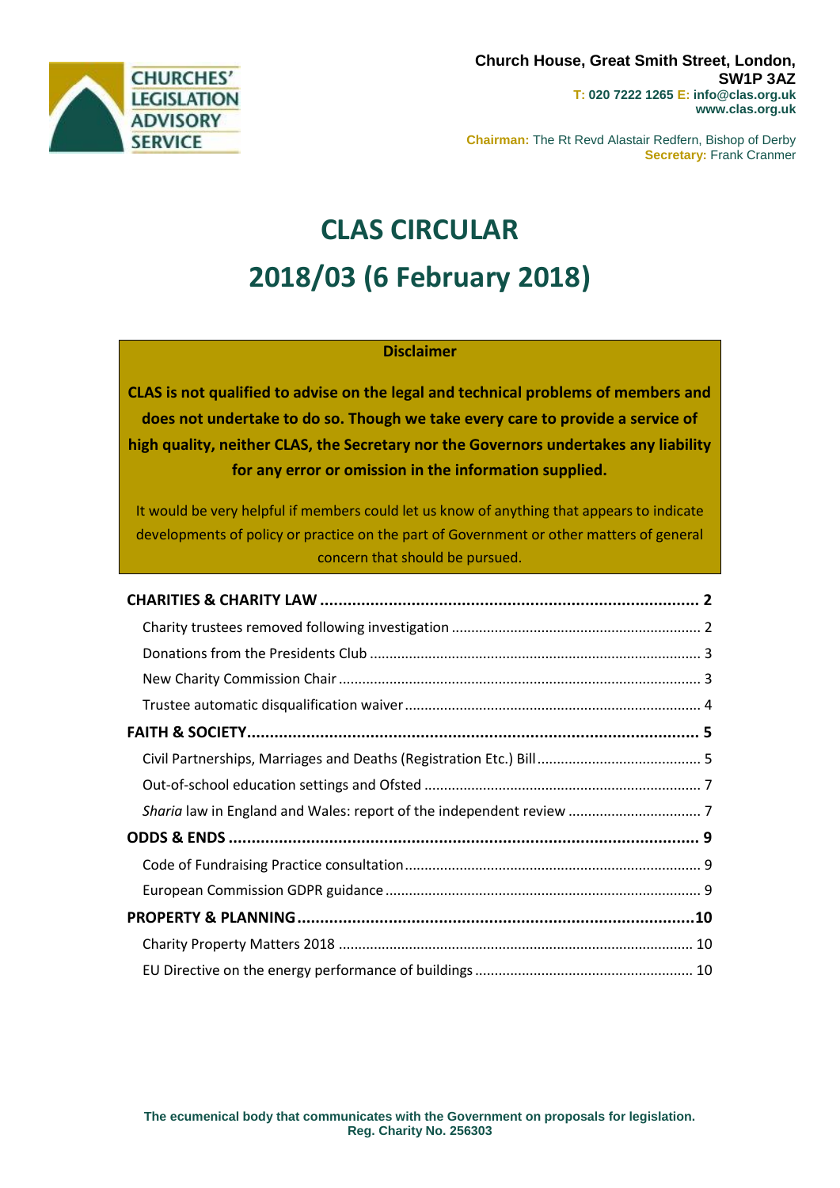CHURCHES' LEGISLATION ADVISORY SERVICE

**Church House, Great Smith Street, London, SW1P 3AZ**
**T: 020 7222 1265 E: info@clas.org.uk**
**www.clas.org.uk**

**Chairman:** The Rt Revd Alastair Redfern, Bishop of Derby
**Secretary:** Frank Cranmer

# CLAS CIRCULAR
# 2018/03 (6 February 2018)

**Disclaimer**

**CLAS is not qualified to advise on the legal and technical problems of members and does not undertake to do so. Though we take every care to provide a service of high quality, neither CLAS, the Secretary nor the Governors undertakes any liability for any error or omission in the information supplied.**

It would be very helpful if members could let us know of anything that appears to indicate developments of policy or practice on the part of Government or other matters of general concern that should be pursued.

**CHARITIES & CHARITY LAW** ..... **2**
- Charity trustees removed following investigation ..... 2
- Donations from the Presidents Club ..... 3
- New Charity Commission Chair ..... 3
- Trustee automatic disqualification waiver ..... 4

**FAITH & SOCIETY** ..... **5**
- Civil Partnerships, Marriages and Deaths (Registration Etc.) Bill ..... 5
- Out-of-school education settings and Ofsted ..... 7
- *Sharia* law in England and Wales: report of the independent review ..... 7

**ODDS & ENDS** ..... **9**
- Code of Fundraising Practice consultation ..... 9
- European Commission GDPR guidance ..... 9

**PROPERTY & PLANNING** ..... **10**
- Charity Property Matters 2018 ..... 10
- EU Directive on the energy performance of buildings ..... 10

**The ecumenical body that communicates with the Government on proposals for legislation.**
**Reg. Charity No. 256303**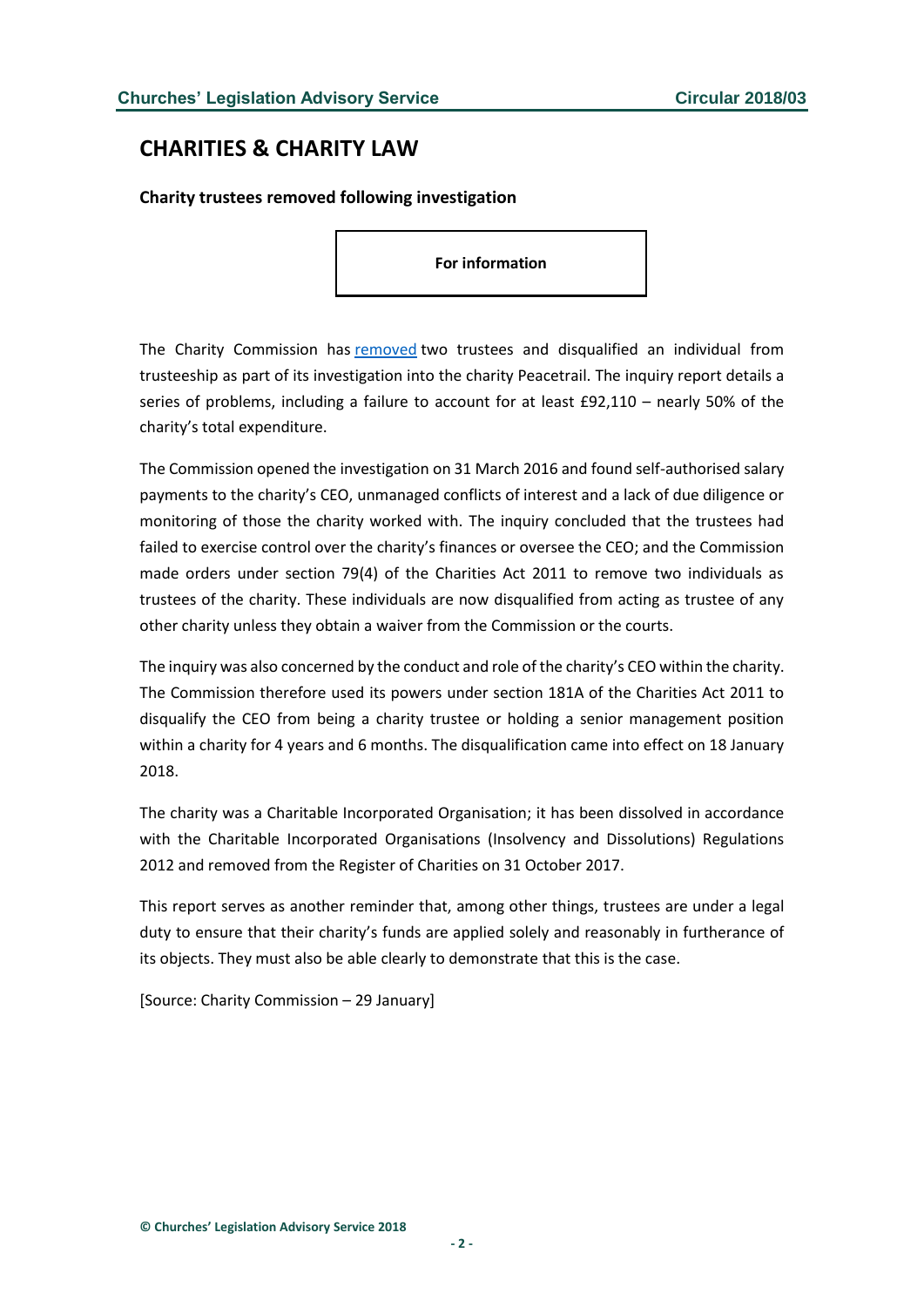## CHARITIES & CHARITY LAW

### Charity trustees removed following investigation

**For information**

The Charity Commission has removed two trustees and disqualified an individual from trusteeship as part of its investigation into the charity Peacetrail. The inquiry report details a series of problems, including a failure to account for at least £92,110 – nearly 50% of the charity's total expenditure.

The Commission opened the investigation on 31 March 2016 and found self-authorised salary payments to the charity's CEO, unmanaged conflicts of interest and a lack of due diligence or monitoring of those the charity worked with. The inquiry concluded that the trustees had failed to exercise control over the charity's finances or oversee the CEO; and the Commission made orders under section 79(4) of the Charities Act 2011 to remove two individuals as trustees of the charity. These individuals are now disqualified from acting as trustee of any other charity unless they obtain a waiver from the Commission or the courts.

The inquiry was also concerned by the conduct and role of the charity's CEO within the charity. The Commission therefore used its powers under section 181A of the Charities Act 2011 to disqualify the CEO from being a charity trustee or holding a senior management position within a charity for 4 years and 6 months. The disqualification came into effect on 18 January 2018.

The charity was a Charitable Incorporated Organisation; it has been dissolved in accordance with the Charitable Incorporated Organisations (Insolvency and Dissolutions) Regulations 2012 and removed from the Register of Charities on 31 October 2017.

This report serves as another reminder that, among other things, trustees are under a legal duty to ensure that their charity's funds are applied solely and reasonably in furtherance of its objects. They must also be able clearly to demonstrate that this is the case.

[Source: Charity Commission – 29 January]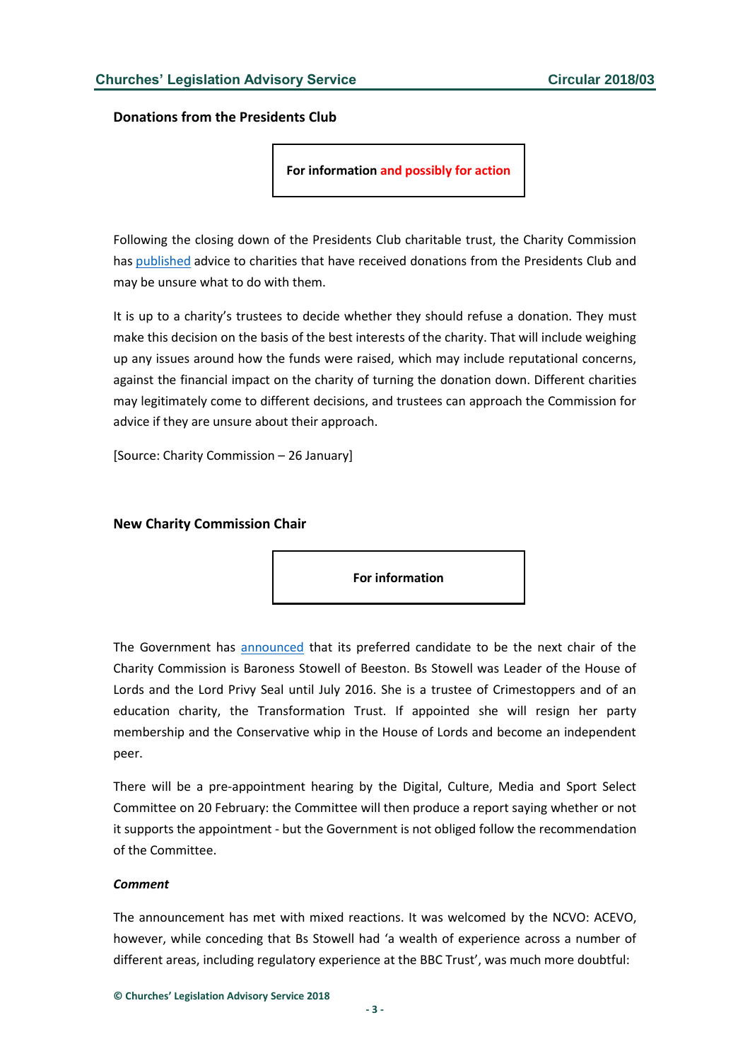### Donations from the Presidents Club

**For information and possibly for action**

Following the closing down of the Presidents Club charitable trust, the Charity Commission has published advice to charities that have received donations from the Presidents Club and may be unsure what to do with them.

It is up to a charity's trustees to decide whether they should refuse a donation. They must make this decision on the basis of the best interests of the charity. That will include weighing up any issues around how the funds were raised, which may include reputational concerns, against the financial impact on the charity of turning the donation down. Different charities may legitimately come to different decisions, and trustees can approach the Commission for advice if they are unsure about their approach.

[Source: Charity Commission – 26 January]

### New Charity Commission Chair

**For information**

The Government has announced that its preferred candidate to be the next chair of the Charity Commission is Baroness Stowell of Beeston. Bs Stowell was Leader of the House of Lords and the Lord Privy Seal until July 2016. She is a trustee of Crimestoppers and of an education charity, the Transformation Trust. If appointed she will resign her party membership and the Conservative whip in the House of Lords and become an independent peer.

There will be a pre-appointment hearing by the Digital, Culture, Media and Sport Select Committee on 20 February: the Committee will then produce a report saying whether or not it supports the appointment - but the Government is not obliged follow the recommendation of the Committee.

***Comment***

The announcement has met with mixed reactions. It was welcomed by the NCVO: ACEVO, however, while conceding that Bs Stowell had 'a wealth of experience across a number of different areas, including regulatory experience at the BBC Trust', was much more doubtful: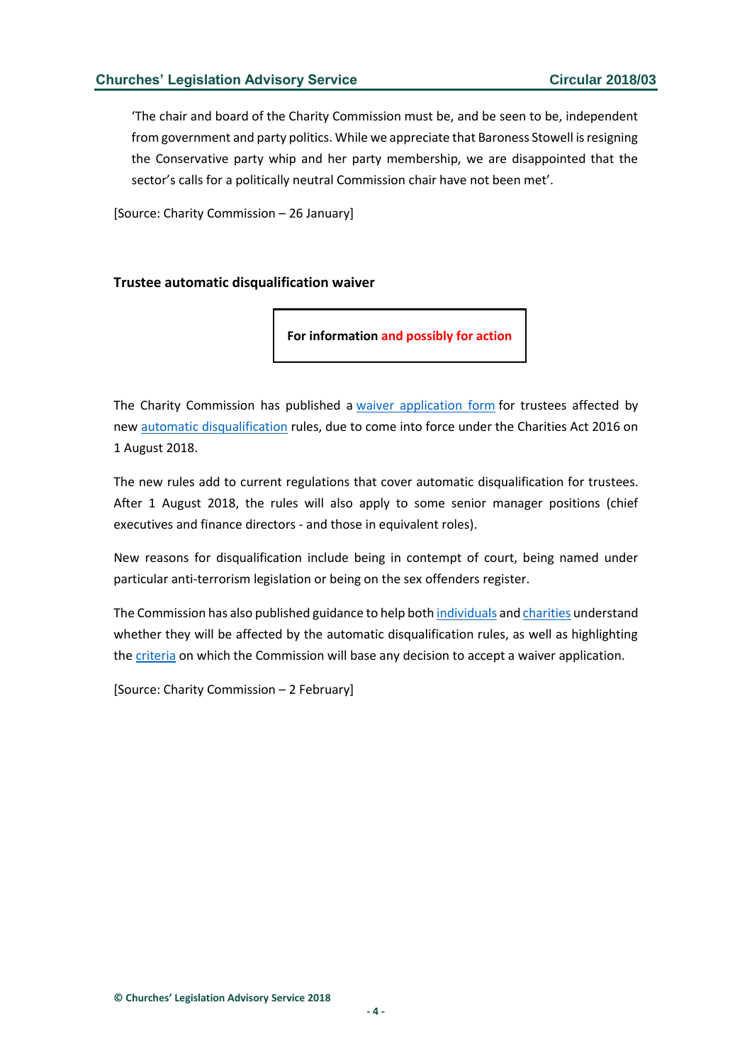> 'The chair and board of the Charity Commission must be, and be seen to be, independent from government and party politics. While we appreciate that Baroness Stowell is resigning the Conservative party whip and her party membership, we are disappointed that the sector's calls for a politically neutral Commission chair have not been met'.

[Source: Charity Commission – 26 January]

### Trustee automatic disqualification waiver

**For information and possibly for action**

The Charity Commission has published a waiver application form for trustees affected by new automatic disqualification rules, due to come into force under the Charities Act 2016 on 1 August 2018.

The new rules add to current regulations that cover automatic disqualification for trustees. After 1 August 2018, the rules will also apply to some senior manager positions (chief executives and finance directors - and those in equivalent roles).

New reasons for disqualification include being in contempt of court, being named under particular anti-terrorism legislation or being on the sex offenders register.

The Commission has also published guidance to help both individuals and charities understand whether they will be affected by the automatic disqualification rules, as well as highlighting the criteria on which the Commission will base any decision to accept a waiver application.

[Source: Charity Commission – 2 February]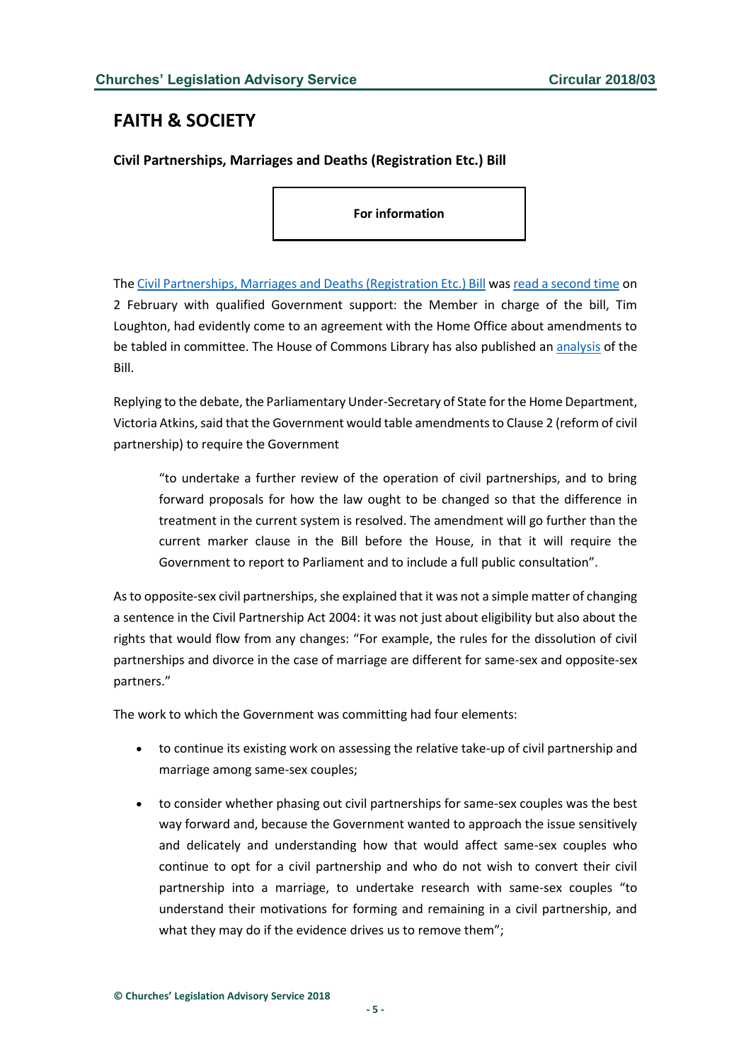## FAITH & SOCIETY

### Civil Partnerships, Marriages and Deaths (Registration Etc.) Bill

**For information**

The Civil Partnerships, Marriages and Deaths (Registration Etc.) Bill was read a second time on 2 February with qualified Government support: the Member in charge of the bill, Tim Loughton, had evidently come to an agreement with the Home Office about amendments to be tabled in committee. The House of Commons Library has also published an analysis of the Bill.

Replying to the debate, the Parliamentary Under-Secretary of State for the Home Department, Victoria Atkins, said that the Government would table amendments to Clause 2 (reform of civil partnership) to require the Government

> "to undertake a further review of the operation of civil partnerships, and to bring forward proposals for how the law ought to be changed so that the difference in treatment in the current system is resolved. The amendment will go further than the current marker clause in the Bill before the House, in that it will require the Government to report to Parliament and to include a full public consultation".

As to opposite-sex civil partnerships, she explained that it was not a simple matter of changing a sentence in the Civil Partnership Act 2004: it was not just about eligibility but also about the rights that would flow from any changes: "For example, the rules for the dissolution of civil partnerships and divorce in the case of marriage are different for same-sex and opposite-sex partners."

The work to which the Government was committing had four elements:

- to continue its existing work on assessing the relative take-up of civil partnership and marriage among same-sex couples;
- to consider whether phasing out civil partnerships for same-sex couples was the best way forward and, because the Government wanted to approach the issue sensitively and delicately and understanding how that would affect same-sex couples who continue to opt for a civil partnership and who do not wish to convert their civil partnership into a marriage, to undertake research with same-sex couples "to understand their motivations for forming and remaining in a civil partnership, and what they may do if the evidence drives us to remove them";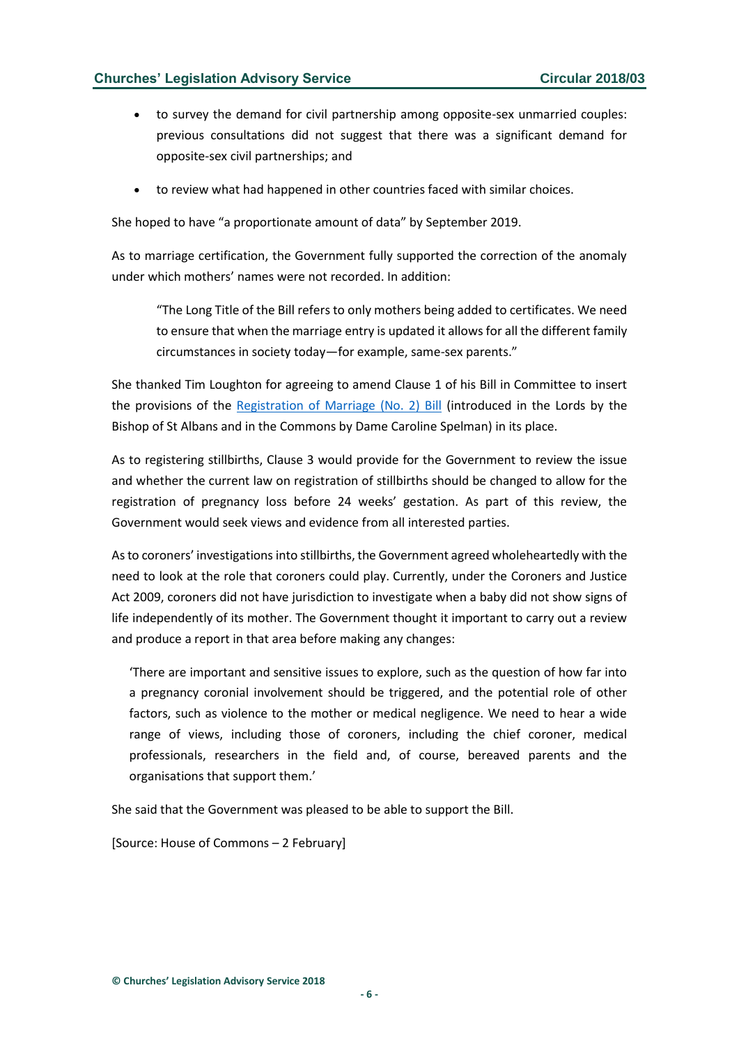- to survey the demand for civil partnership among opposite-sex unmarried couples: previous consultations did not suggest that there was a significant demand for opposite-sex civil partnerships; and
- to review what had happened in other countries faced with similar choices.

She hoped to have "a proportionate amount of data" by September 2019.

As to marriage certification, the Government fully supported the correction of the anomaly under which mothers' names were not recorded. In addition:

> "The Long Title of the Bill refers to only mothers being added to certificates. We need to ensure that when the marriage entry is updated it allows for all the different family circumstances in society today—for example, same-sex parents."

She thanked Tim Loughton for agreeing to amend Clause 1 of his Bill in Committee to insert the provisions of the Registration of Marriage (No. 2) Bill (introduced in the Lords by the Bishop of St Albans and in the Commons by Dame Caroline Spelman) in its place.

As to registering stillbirths, Clause 3 would provide for the Government to review the issue and whether the current law on registration of stillbirths should be changed to allow for the registration of pregnancy loss before 24 weeks' gestation. As part of this review, the Government would seek views and evidence from all interested parties.

As to coroners' investigations into stillbirths, the Government agreed wholeheartedly with the need to look at the role that coroners could play. Currently, under the Coroners and Justice Act 2009, coroners did not have jurisdiction to investigate when a baby did not show signs of life independently of its mother. The Government thought it important to carry out a review and produce a report in that area before making any changes:

> 'There are important and sensitive issues to explore, such as the question of how far into a pregnancy coronial involvement should be triggered, and the potential role of other factors, such as violence to the mother or medical negligence. We need to hear a wide range of views, including those of coroners, including the chief coroner, medical professionals, researchers in the field and, of course, bereaved parents and the organisations that support them.'

She said that the Government was pleased to be able to support the Bill.

[Source: House of Commons – 2 February]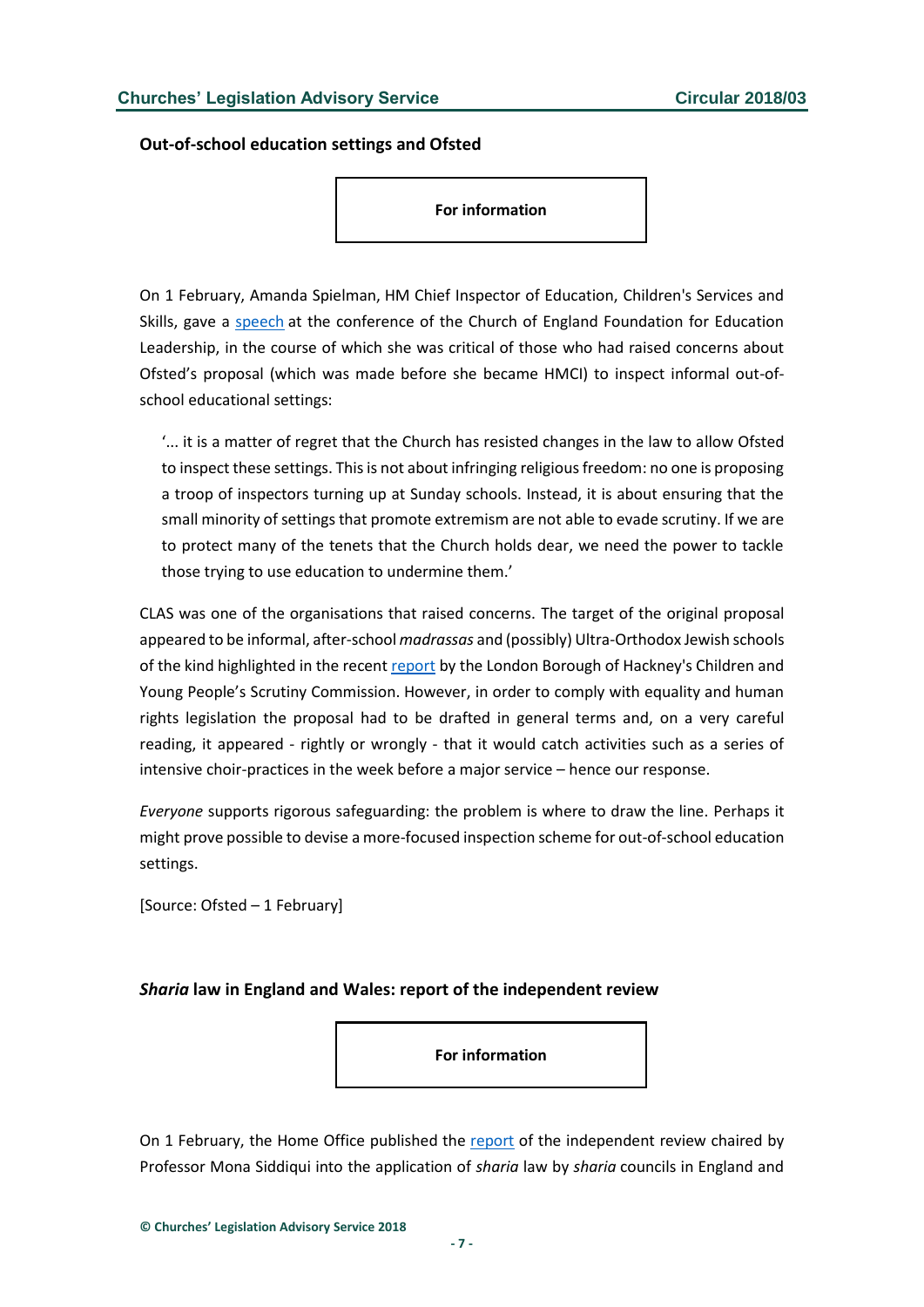### Out-of-school education settings and Ofsted

**For information**

On 1 February, Amanda Spielman, HM Chief Inspector of Education, Children's Services and Skills, gave a speech at the conference of the Church of England Foundation for Education Leadership, in the course of which she was critical of those who had raised concerns about Ofsted's proposal (which was made before she became HMCI) to inspect informal out-of-school educational settings:

> '... it is a matter of regret that the Church has resisted changes in the law to allow Ofsted to inspect these settings. This is not about infringing religious freedom: no one is proposing a troop of inspectors turning up at Sunday schools. Instead, it is about ensuring that the small minority of settings that promote extremism are not able to evade scrutiny. If we are to protect many of the tenets that the Church holds dear, we need the power to tackle those trying to use education to undermine them.'

CLAS was one of the organisations that raised concerns. The target of the original proposal appeared to be informal, after-school *madrassas* and (possibly) Ultra-Orthodox Jewish schools of the kind highlighted in the recent report by the London Borough of Hackney's Children and Young People's Scrutiny Commission. However, in order to comply with equality and human rights legislation the proposal had to be drafted in general terms and, on a very careful reading, it appeared - rightly or wrongly - that it would catch activities such as a series of intensive choir-practices in the week before a major service – hence our response.

*Everyone* supports rigorous safeguarding: the problem is where to draw the line. Perhaps it might prove possible to devise a more-focused inspection scheme for out-of-school education settings.

[Source: Ofsted – 1 February]

### *Sharia* law in England and Wales: report of the independent review

**For information**

On 1 February, the Home Office published the report of the independent review chaired by Professor Mona Siddiqui into the application of *sharia* law by *sharia* councils in England and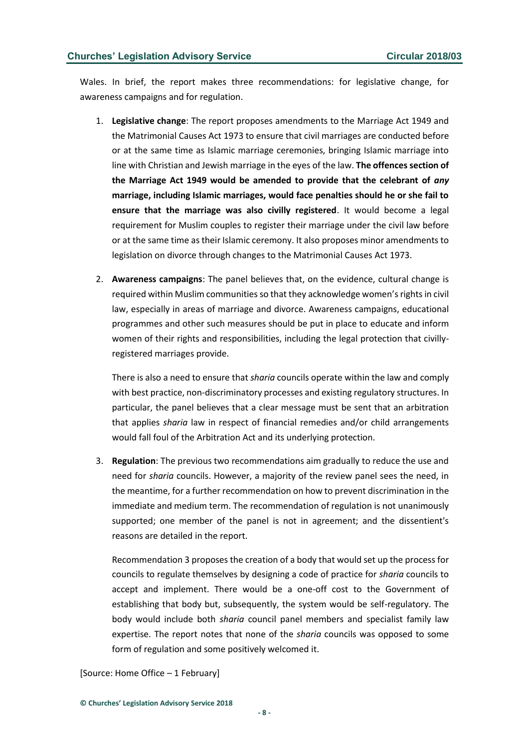Wales. In brief, the report makes three recommendations: for legislative change, for awareness campaigns and for regulation.

1. **Legislative change**: The report proposes amendments to the Marriage Act 1949 and the Matrimonial Causes Act 1973 to ensure that civil marriages are conducted before or at the same time as Islamic marriage ceremonies, bringing Islamic marriage into line with Christian and Jewish marriage in the eyes of the law. **The offences section of the Marriage Act 1949 would be amended to provide that the celebrant of *any* marriage, including Islamic marriages, would face penalties should he or she fail to ensure that the marriage was also civilly registered**. It would become a legal requirement for Muslim couples to register their marriage under the civil law before or at the same time as their Islamic ceremony. It also proposes minor amendments to legislation on divorce through changes to the Matrimonial Causes Act 1973.

2. **Awareness campaigns**: The panel believes that, on the evidence, cultural change is required within Muslim communities so that they acknowledge women's rights in civil law, especially in areas of marriage and divorce. Awareness campaigns, educational programmes and other such measures should be put in place to educate and inform women of their rights and responsibilities, including the legal protection that civilly-registered marriages provide.

   There is also a need to ensure that *sharia* councils operate within the law and comply with best practice, non-discriminatory processes and existing regulatory structures. In particular, the panel believes that a clear message must be sent that an arbitration that applies *sharia* law in respect of financial remedies and/or child arrangements would fall foul of the Arbitration Act and its underlying protection.

3. **Regulation**: The previous two recommendations aim gradually to reduce the use and need for *sharia* councils. However, a majority of the review panel sees the need, in the meantime, for a further recommendation on how to prevent discrimination in the immediate and medium term. The recommendation of regulation is not unanimously supported; one member of the panel is not in agreement; and the dissentient's reasons are detailed in the report.

   Recommendation 3 proposes the creation of a body that would set up the process for councils to regulate themselves by designing a code of practice for *sharia* councils to accept and implement. There would be a one-off cost to the Government of establishing that body but, subsequently, the system would be self-regulatory. The body would include both *sharia* council panel members and specialist family law expertise. The report notes that none of the *sharia* councils was opposed to some form of regulation and some positively welcomed it.

[Source: Home Office – 1 February]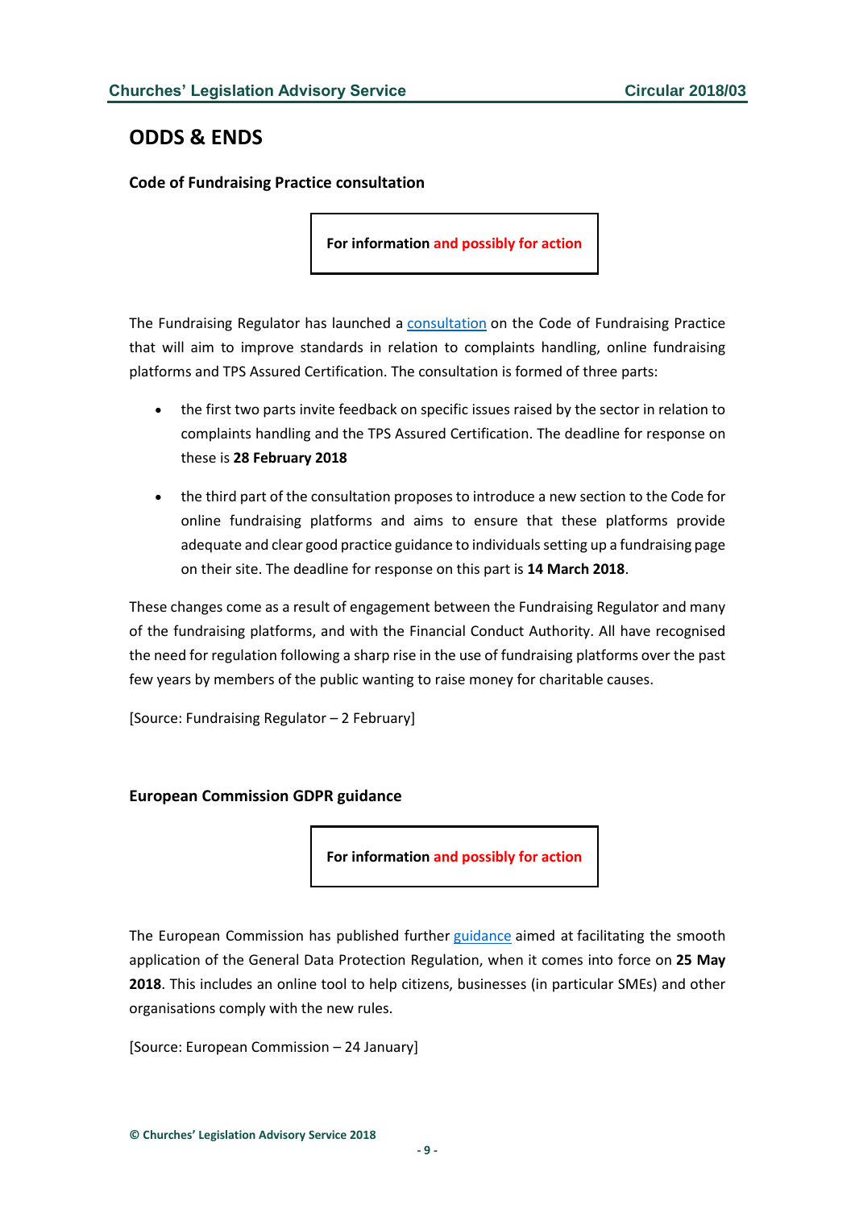## ODDS & ENDS

### Code of Fundraising Practice consultation

**For information and possibly for action**

The Fundraising Regulator has launched a consultation on the Code of Fundraising Practice that will aim to improve standards in relation to complaints handling, online fundraising platforms and TPS Assured Certification. The consultation is formed of three parts:

- the first two parts invite feedback on specific issues raised by the sector in relation to complaints handling and the TPS Assured Certification. The deadline for response on these is **28 February 2018**
- the third part of the consultation proposes to introduce a new section to the Code for online fundraising platforms and aims to ensure that these platforms provide adequate and clear good practice guidance to individuals setting up a fundraising page on their site. The deadline for response on this part is **14 March 2018**.

These changes come as a result of engagement between the Fundraising Regulator and many of the fundraising platforms, and with the Financial Conduct Authority. All have recognised the need for regulation following a sharp rise in the use of fundraising platforms over the past few years by members of the public wanting to raise money for charitable causes.

[Source: Fundraising Regulator – 2 February]

### European Commission GDPR guidance

**For information and possibly for action**

The European Commission has published further guidance aimed at facilitating the smooth application of the General Data Protection Regulation, when it comes into force on **25 May 2018**. This includes an online tool to help citizens, businesses (in particular SMEs) and other organisations comply with the new rules.

[Source: European Commission – 24 January]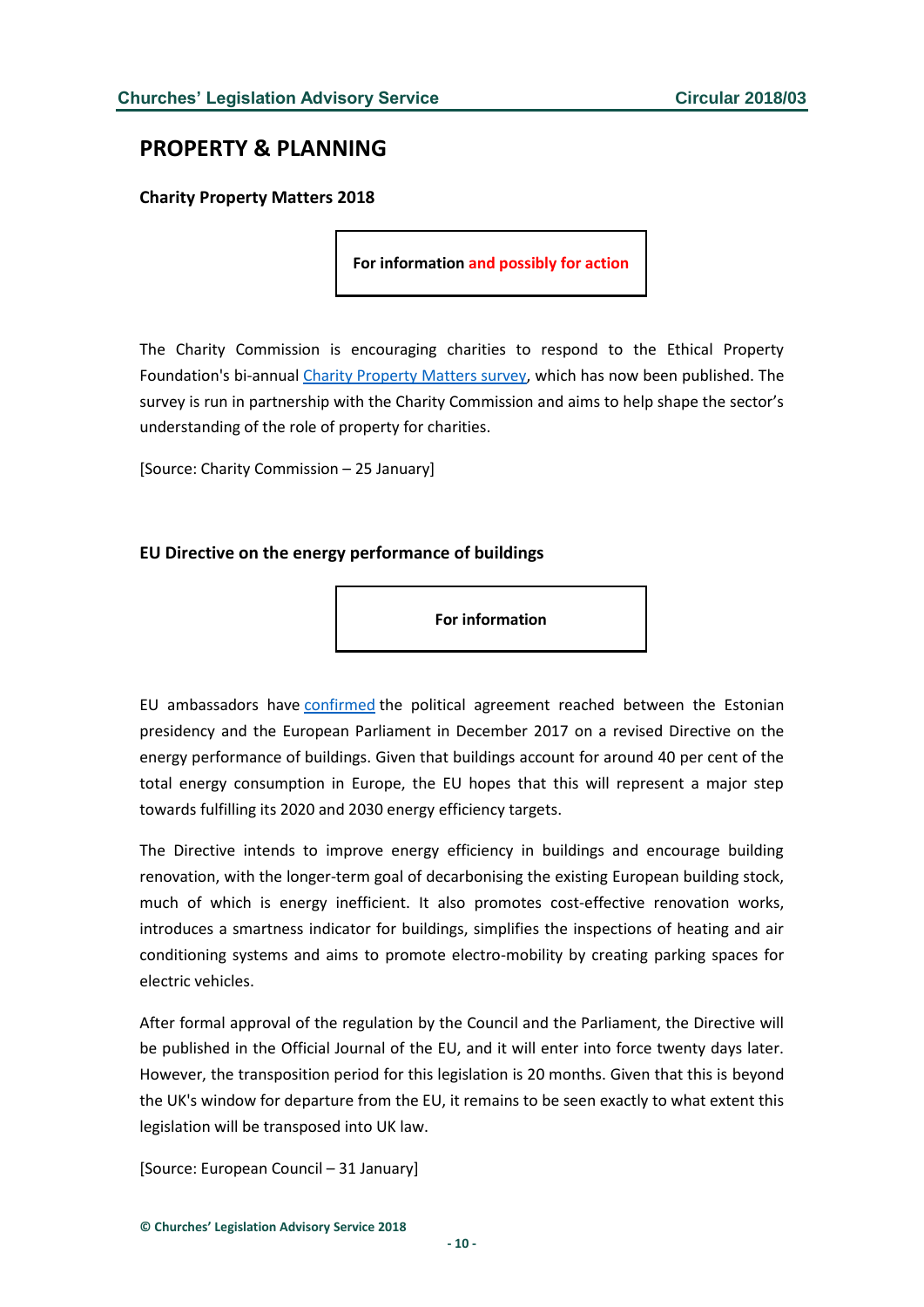# PROPERTY & PLANNING

### Charity Property Matters 2018

**For information and possibly for action**

The Charity Commission is encouraging charities to respond to the Ethical Property Foundation's bi-annual Charity Property Matters survey, which has now been published. The survey is run in partnership with the Charity Commission and aims to help shape the sector's understanding of the role of property for charities.

[Source: Charity Commission – 25 January]

### EU Directive on the energy performance of buildings

**For information**

EU ambassadors have confirmed the political agreement reached between the Estonian presidency and the European Parliament in December 2017 on a revised Directive on the energy performance of buildings. Given that buildings account for around 40 per cent of the total energy consumption in Europe, the EU hopes that this will represent a major step towards fulfilling its 2020 and 2030 energy efficiency targets.

The Directive intends to improve energy efficiency in buildings and encourage building renovation, with the longer-term goal of decarbonising the existing European building stock, much of which is energy inefficient. It also promotes cost-effective renovation works, introduces a smartness indicator for buildings, simplifies the inspections of heating and air conditioning systems and aims to promote electro-mobility by creating parking spaces for electric vehicles.

After formal approval of the regulation by the Council and the Parliament, the Directive will be published in the Official Journal of the EU, and it will enter into force twenty days later. However, the transposition period for this legislation is 20 months. Given that this is beyond the UK's window for departure from the EU, it remains to be seen exactly to what extent this legislation will be transposed into UK law.

[Source: European Council – 31 January]